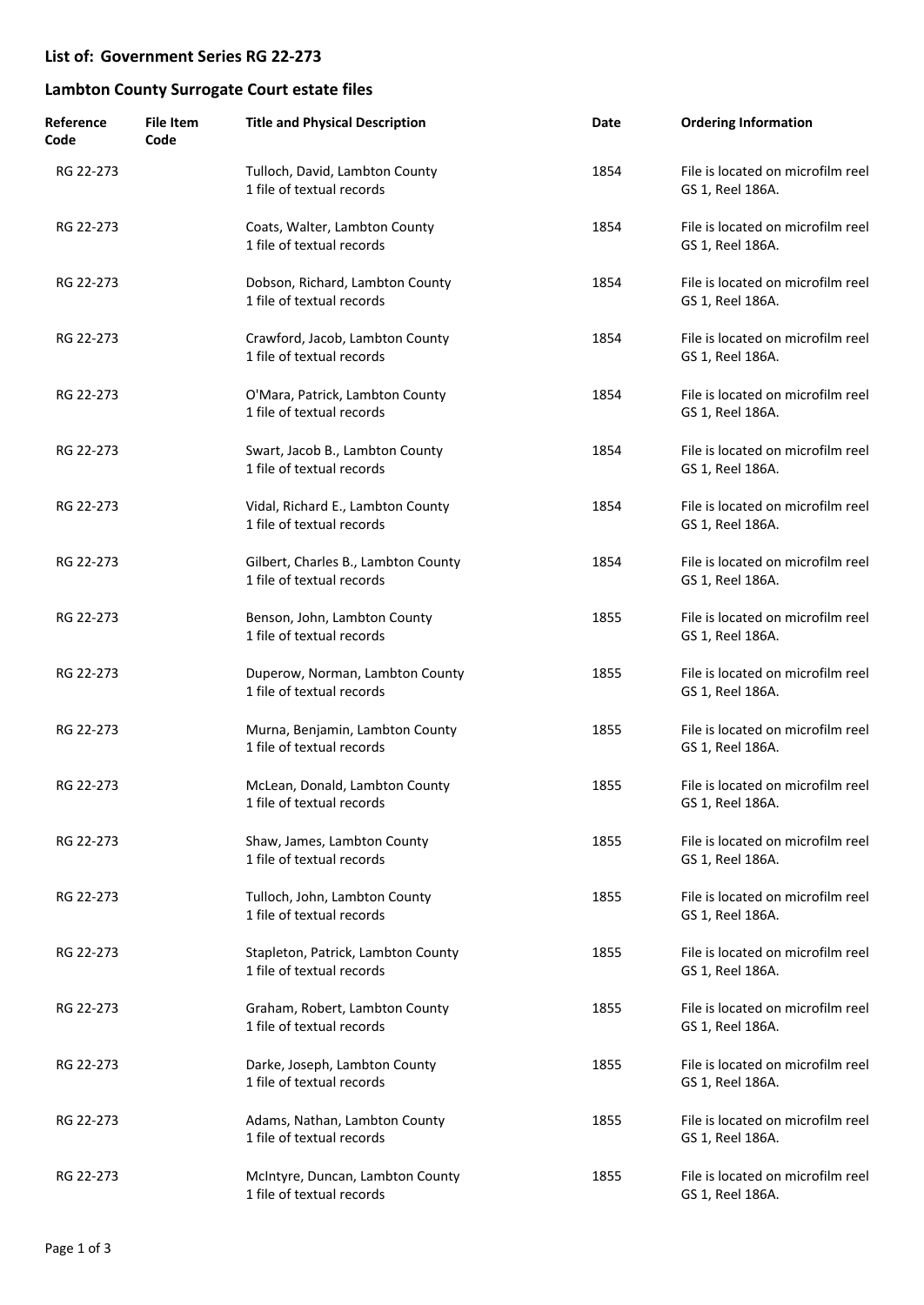# List of: Government Series RG 22-273

## Lambton County Surrogate Court estate files

| Reference Code | File Item Code | Title and Physical Description | Date | Ordering Information |
|---|---|---|---|---|
| RG 22-273 | | Tulloch, David, Lambton County<br>1 file of textual records | 1854 | File is located on microfilm reel GS 1, Reel 186A. |
| RG 22-273 | | Coats, Walter, Lambton County<br>1 file of textual records | 1854 | File is located on microfilm reel GS 1, Reel 186A. |
| RG 22-273 | | Dobson, Richard, Lambton County<br>1 file of textual records | 1854 | File is located on microfilm reel GS 1, Reel 186A. |
| RG 22-273 | | Crawford, Jacob, Lambton County<br>1 file of textual records | 1854 | File is located on microfilm reel GS 1, Reel 186A. |
| RG 22-273 | | O'Mara, Patrick, Lambton County<br>1 file of textual records | 1854 | File is located on microfilm reel GS 1, Reel 186A. |
| RG 22-273 | | Swart, Jacob B., Lambton County<br>1 file of textual records | 1854 | File is located on microfilm reel GS 1, Reel 186A. |
| RG 22-273 | | Vidal, Richard E., Lambton County<br>1 file of textual records | 1854 | File is located on microfilm reel GS 1, Reel 186A. |
| RG 22-273 | | Gilbert, Charles B., Lambton County<br>1 file of textual records | 1854 | File is located on microfilm reel GS 1, Reel 186A. |
| RG 22-273 | | Benson, John, Lambton County<br>1 file of textual records | 1855 | File is located on microfilm reel GS 1, Reel 186A. |
| RG 22-273 | | Duperow, Norman, Lambton County<br>1 file of textual records | 1855 | File is located on microfilm reel GS 1, Reel 186A. |
| RG 22-273 | | Murna, Benjamin, Lambton County<br>1 file of textual records | 1855 | File is located on microfilm reel GS 1, Reel 186A. |
| RG 22-273 | | McLean, Donald, Lambton County<br>1 file of textual records | 1855 | File is located on microfilm reel GS 1, Reel 186A. |
| RG 22-273 | | Shaw, James, Lambton County<br>1 file of textual records | 1855 | File is located on microfilm reel GS 1, Reel 186A. |
| RG 22-273 | | Tulloch, John, Lambton County<br>1 file of textual records | 1855 | File is located on microfilm reel GS 1, Reel 186A. |
| RG 22-273 | | Stapleton, Patrick, Lambton County<br>1 file of textual records | 1855 | File is located on microfilm reel GS 1, Reel 186A. |
| RG 22-273 | | Graham, Robert, Lambton County<br>1 file of textual records | 1855 | File is located on microfilm reel GS 1, Reel 186A. |
| RG 22-273 | | Darke, Joseph, Lambton County<br>1 file of textual records | 1855 | File is located on microfilm reel GS 1, Reel 186A. |
| RG 22-273 | | Adams, Nathan, Lambton County<br>1 file of textual records | 1855 | File is located on microfilm reel GS 1, Reel 186A. |
| RG 22-273 | | McIntyre, Duncan, Lambton County<br>1 file of textual records | 1855 | File is located on microfilm reel GS 1, Reel 186A. |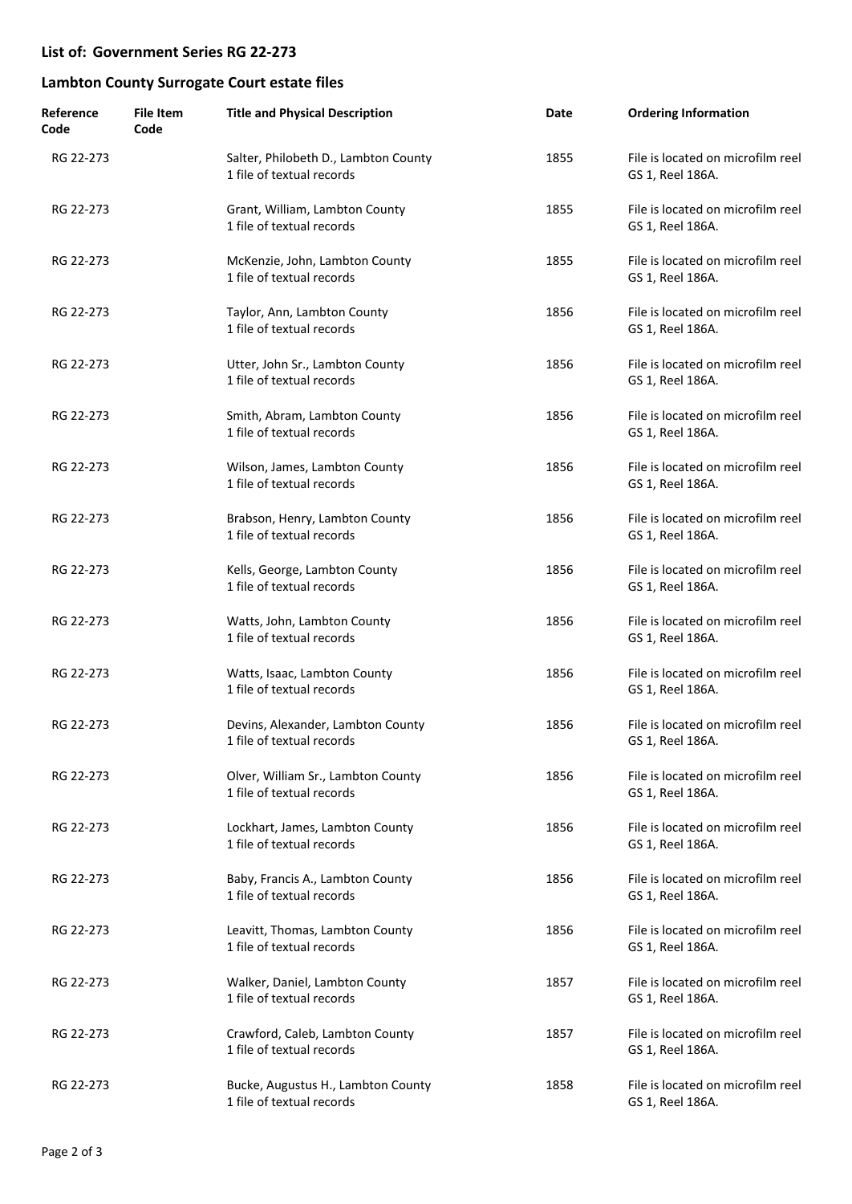## List of: Government Series RG 22-273

## Lambton County Surrogate Court estate files

| Reference Code | File Item Code | Title and Physical Description | Date | Ordering Information |
|---|---|---|---|---|
| RG 22-273 | | Salter, Philobeth D., Lambton County<br>1 file of textual records | 1855 | File is located on microfilm reel GS 1, Reel 186A. |
| RG 22-273 | | Grant, William, Lambton County<br>1 file of textual records | 1855 | File is located on microfilm reel GS 1, Reel 186A. |
| RG 22-273 | | McKenzie, John, Lambton County<br>1 file of textual records | 1855 | File is located on microfilm reel GS 1, Reel 186A. |
| RG 22-273 | | Taylor, Ann, Lambton County<br>1 file of textual records | 1856 | File is located on microfilm reel GS 1, Reel 186A. |
| RG 22-273 | | Utter, John Sr., Lambton County<br>1 file of textual records | 1856 | File is located on microfilm reel GS 1, Reel 186A. |
| RG 22-273 | | Smith, Abram, Lambton County<br>1 file of textual records | 1856 | File is located on microfilm reel GS 1, Reel 186A. |
| RG 22-273 | | Wilson, James, Lambton County<br>1 file of textual records | 1856 | File is located on microfilm reel GS 1, Reel 186A. |
| RG 22-273 | | Brabson, Henry, Lambton County<br>1 file of textual records | 1856 | File is located on microfilm reel GS 1, Reel 186A. |
| RG 22-273 | | Kells, George, Lambton County<br>1 file of textual records | 1856 | File is located on microfilm reel GS 1, Reel 186A. |
| RG 22-273 | | Watts, John, Lambton County<br>1 file of textual records | 1856 | File is located on microfilm reel GS 1, Reel 186A. |
| RG 22-273 | | Watts, Isaac, Lambton County<br>1 file of textual records | 1856 | File is located on microfilm reel GS 1, Reel 186A. |
| RG 22-273 | | Devins, Alexander, Lambton County<br>1 file of textual records | 1856 | File is located on microfilm reel GS 1, Reel 186A. |
| RG 22-273 | | Olver, William Sr., Lambton County<br>1 file of textual records | 1856 | File is located on microfilm reel GS 1, Reel 186A. |
| RG 22-273 | | Lockhart, James, Lambton County<br>1 file of textual records | 1856 | File is located on microfilm reel GS 1, Reel 186A. |
| RG 22-273 | | Baby, Francis A., Lambton County<br>1 file of textual records | 1856 | File is located on microfilm reel GS 1, Reel 186A. |
| RG 22-273 | | Leavitt, Thomas, Lambton County<br>1 file of textual records | 1856 | File is located on microfilm reel GS 1, Reel 186A. |
| RG 22-273 | | Walker, Daniel, Lambton County<br>1 file of textual records | 1857 | File is located on microfilm reel GS 1, Reel 186A. |
| RG 22-273 | | Crawford, Caleb, Lambton County<br>1 file of textual records | 1857 | File is located on microfilm reel GS 1, Reel 186A. |
| RG 22-273 | | Bucke, Augustus H., Lambton County<br>1 file of textual records | 1858 | File is located on microfilm reel GS 1, Reel 186A. |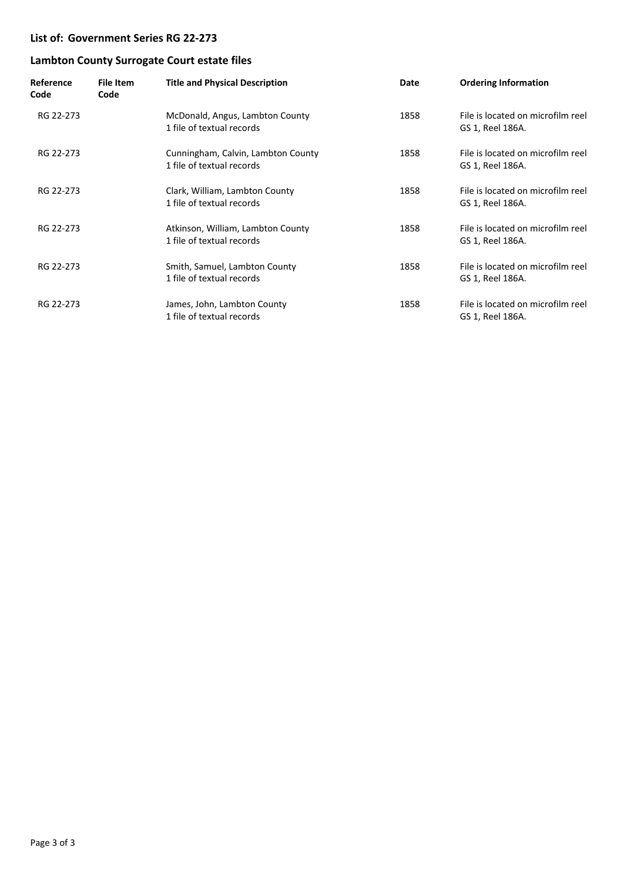**List of: Government Series RG 22-273**

## Lambton County Surrogate Court estate files

| Reference Code | File Item Code | Title and Physical Description | Date | Ordering Information |
|---|---|---|---|---|
| RG 22-273 | | McDonald, Angus, Lambton County<br>1 file of textual records | 1858 | File is located on microfilm reel GS 1, Reel 186A. |
| RG 22-273 | | Cunningham, Calvin, Lambton County<br>1 file of textual records | 1858 | File is located on microfilm reel GS 1, Reel 186A. |
| RG 22-273 | | Clark, William, Lambton County<br>1 file of textual records | 1858 | File is located on microfilm reel GS 1, Reel 186A. |
| RG 22-273 | | Atkinson, William, Lambton County<br>1 file of textual records | 1858 | File is located on microfilm reel GS 1, Reel 186A. |
| RG 22-273 | | Smith, Samuel, Lambton County<br>1 file of textual records | 1858 | File is located on microfilm reel GS 1, Reel 186A. |
| RG 22-273 | | James, John, Lambton County<br>1 file of textual records | 1858 | File is located on microfilm reel GS 1, Reel 186A. |